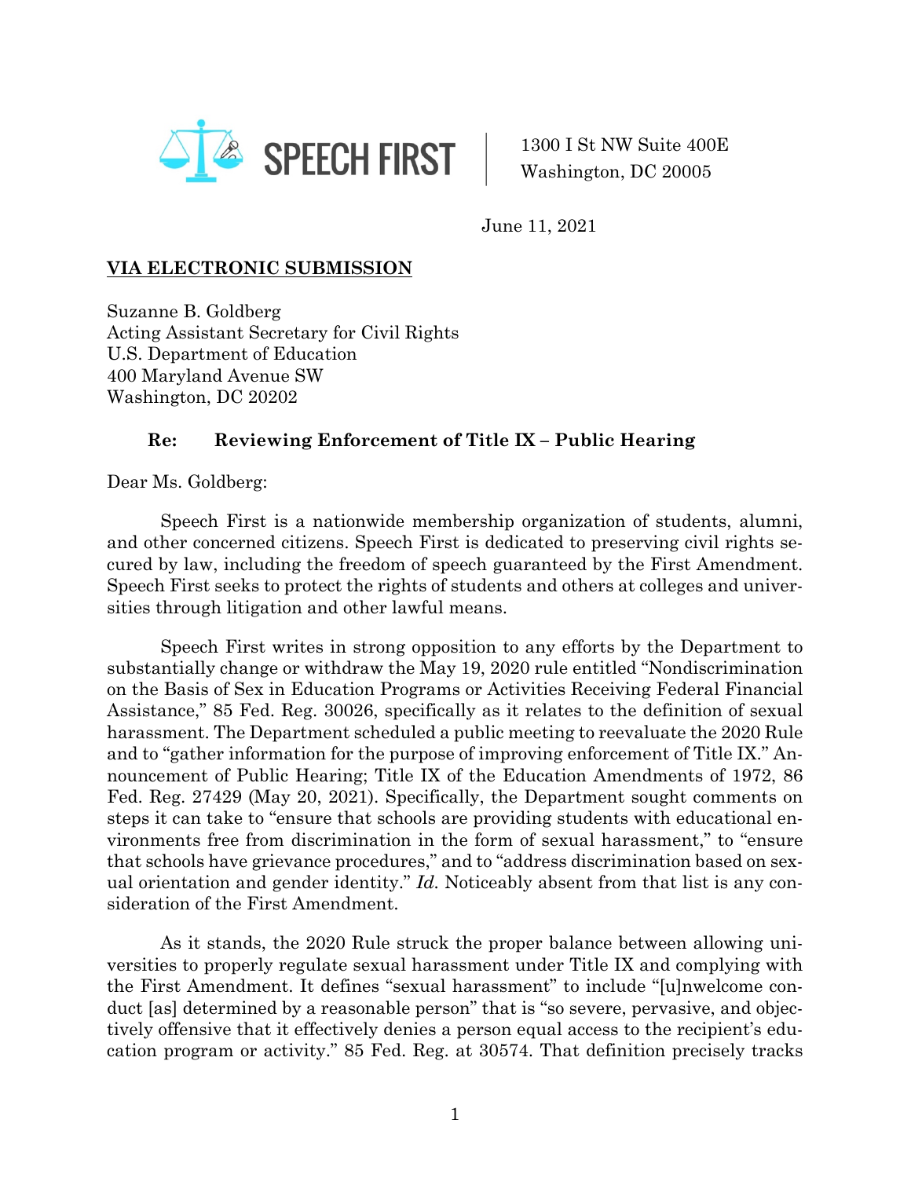SPEECH FIRST

1300 I St NW Suite 400E
Washington, DC 20005

June 11, 2021

**VIA ELECTRONIC SUBMISSION**

Suzanne B. Goldberg
Acting Assistant Secretary for Civil Rights
U.S. Department of Education
400 Maryland Avenue SW
Washington, DC 20202

**Re: Reviewing Enforcement of Title IX – Public Hearing**

Dear Ms. Goldberg:

Speech First is a nationwide membership organization of students, alumni, and other concerned citizens. Speech First is dedicated to preserving civil rights secured by law, including the freedom of speech guaranteed by the First Amendment. Speech First seeks to protect the rights of students and others at colleges and universities through litigation and other lawful means.

Speech First writes in strong opposition to any efforts by the Department to substantially change or withdraw the May 19, 2020 rule entitled "Nondiscrimination on the Basis of Sex in Education Programs or Activities Receiving Federal Financial Assistance," 85 Fed. Reg. 30026, specifically as it relates to the definition of sexual harassment. The Department scheduled a public meeting to reevaluate the 2020 Rule and to "gather information for the purpose of improving enforcement of Title IX." Announcement of Public Hearing; Title IX of the Education Amendments of 1972, 86 Fed. Reg. 27429 (May 20, 2021). Specifically, the Department sought comments on steps it can take to "ensure that schools are providing students with educational environments free from discrimination in the form of sexual harassment," to "ensure that schools have grievance procedures," and to "address discrimination based on sexual orientation and gender identity." *Id.* Noticeably absent from that list is any consideration of the First Amendment.

As it stands, the 2020 Rule struck the proper balance between allowing universities to properly regulate sexual harassment under Title IX and complying with the First Amendment. It defines "sexual harassment" to include "[u]nwelcome conduct [as] determined by a reasonable person" that is "so severe, pervasive, and objectively offensive that it effectively denies a person equal access to the recipient's education program or activity." 85 Fed. Reg. at 30574. That definition precisely tracks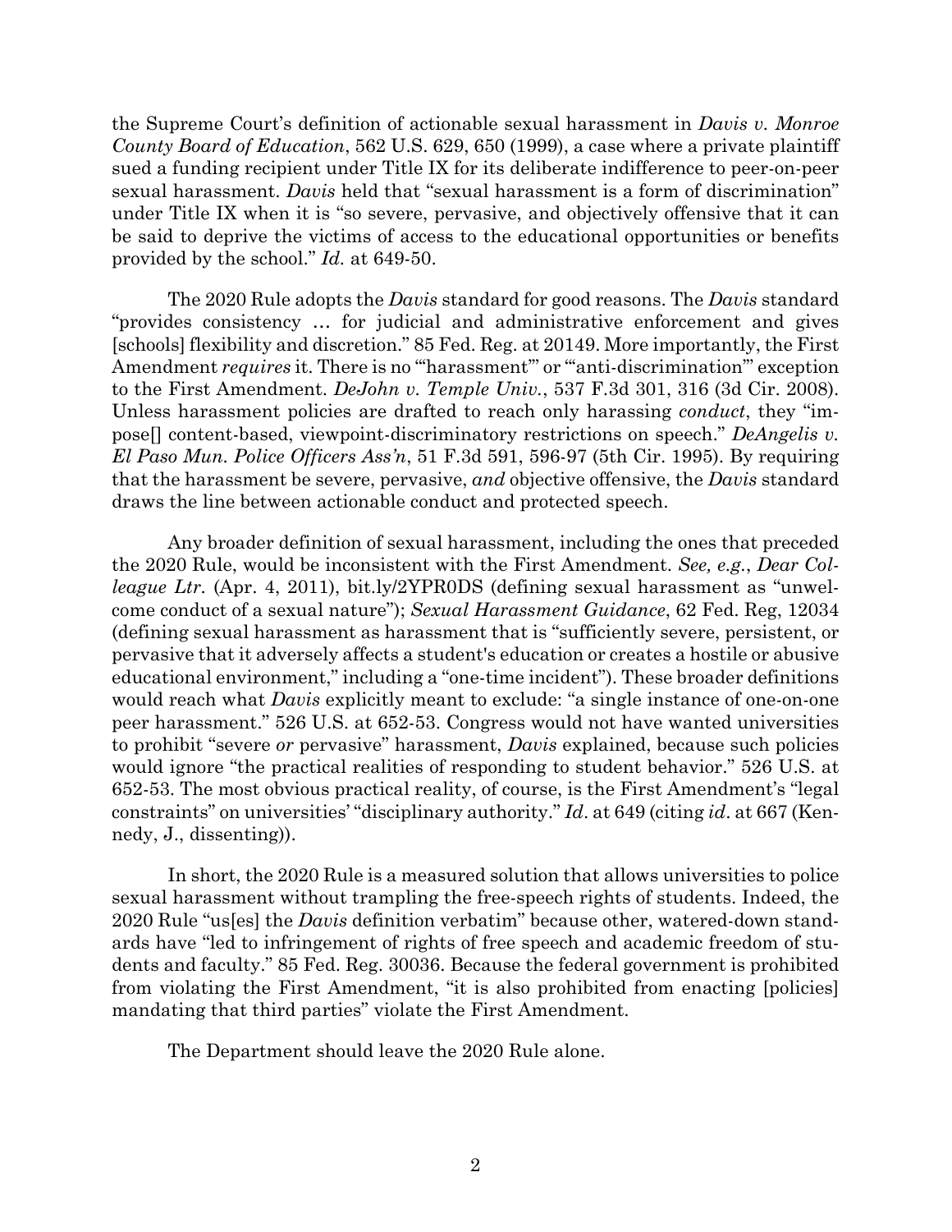the Supreme Court's definition of actionable sexual harassment in *Davis v. Monroe County Board of Education*, 562 U.S. 629, 650 (1999), a case where a private plaintiff sued a funding recipient under Title IX for its deliberate indifference to peer-on-peer sexual harassment. *Davis* held that "sexual harassment is a form of discrimination" under Title IX when it is "so severe, pervasive, and objectively offensive that it can be said to deprive the victims of access to the educational opportunities or benefits provided by the school." *Id.* at 649-50.

The 2020 Rule adopts the *Davis* standard for good reasons. The *Davis* standard "provides consistency … for judicial and administrative enforcement and gives [schools] flexibility and discretion." 85 Fed. Reg. at 20149. More importantly, the First Amendment *requires* it. There is no "'harassment'" or "'anti-discrimination'" exception to the First Amendment. *DeJohn v. Temple Univ.*, 537 F.3d 301, 316 (3d Cir. 2008). Unless harassment policies are drafted to reach only harassing *conduct*, they "impose[] content-based, viewpoint-discriminatory restrictions on speech." *DeAngelis v. El Paso Mun. Police Officers Ass'n*, 51 F.3d 591, 596-97 (5th Cir. 1995). By requiring that the harassment be severe, pervasive, *and* objective offensive, the *Davis* standard draws the line between actionable conduct and protected speech.

Any broader definition of sexual harassment, including the ones that preceded the 2020 Rule, would be inconsistent with the First Amendment. *See, e.g.*, *Dear Colleague Ltr*. (Apr. 4, 2011), bit.ly/2YPR0DS (defining sexual harassment as "unwelcome conduct of a sexual nature"); *Sexual Harassment Guidance*, 62 Fed. Reg, 12034 (defining sexual harassment as harassment that is "sufficiently severe, persistent, or pervasive that it adversely affects a student's education or creates a hostile or abusive educational environment," including a "one-time incident"). These broader definitions would reach what *Davis* explicitly meant to exclude: "a single instance of one-on-one peer harassment." 526 U.S. at 652-53. Congress would not have wanted universities to prohibit "severe *or* pervasive" harassment, *Davis* explained, because such policies would ignore "the practical realities of responding to student behavior." 526 U.S. at 652-53. The most obvious practical reality, of course, is the First Amendment's "legal constraints" on universities' "disciplinary authority." *Id*. at 649 (citing *id*. at 667 (Kennedy, J., dissenting)).

In short, the 2020 Rule is a measured solution that allows universities to police sexual harassment without trampling the free-speech rights of students. Indeed, the 2020 Rule "us[es] the *Davis* definition verbatim" because other, watered-down standards have "led to infringement of rights of free speech and academic freedom of students and faculty." 85 Fed. Reg. 30036. Because the federal government is prohibited from violating the First Amendment, "it is also prohibited from enacting [policies] mandating that third parties" violate the First Amendment.

The Department should leave the 2020 Rule alone.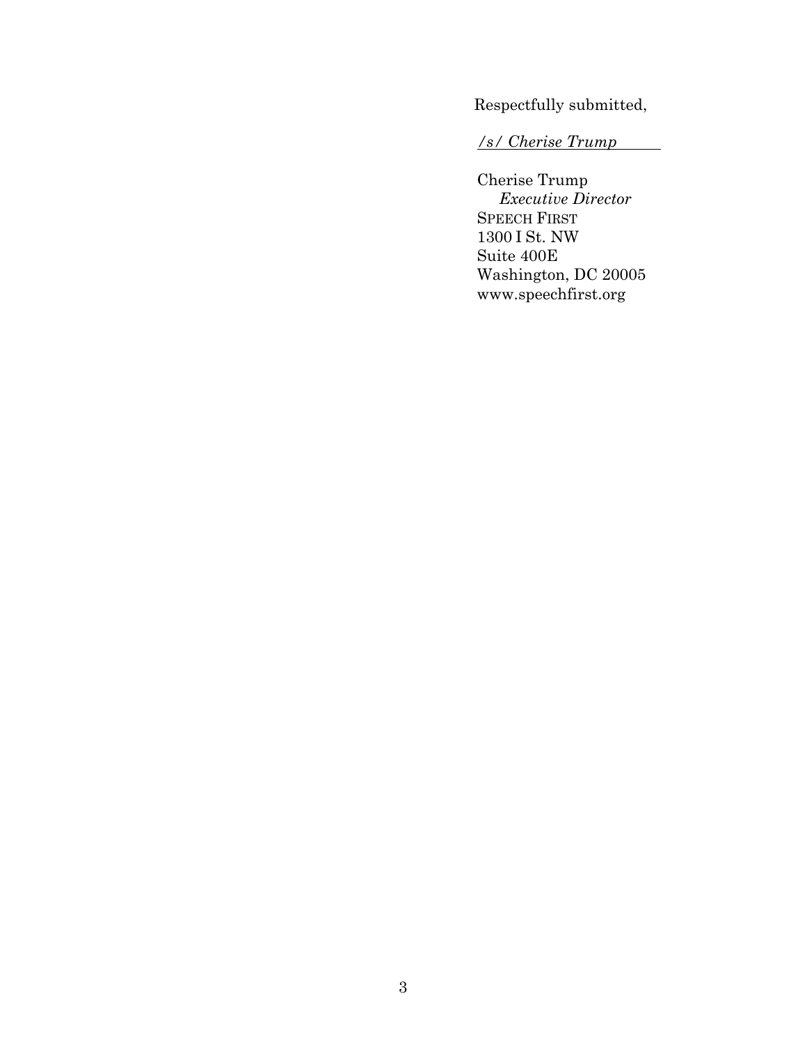Respectfully submitted,

*/s/ Cherise Trump*

Cherise Trump
*Executive Director*
SPEECH FIRST
1300 I St. NW
Suite 400E
Washington, DC 20005
www.speechfirst.org